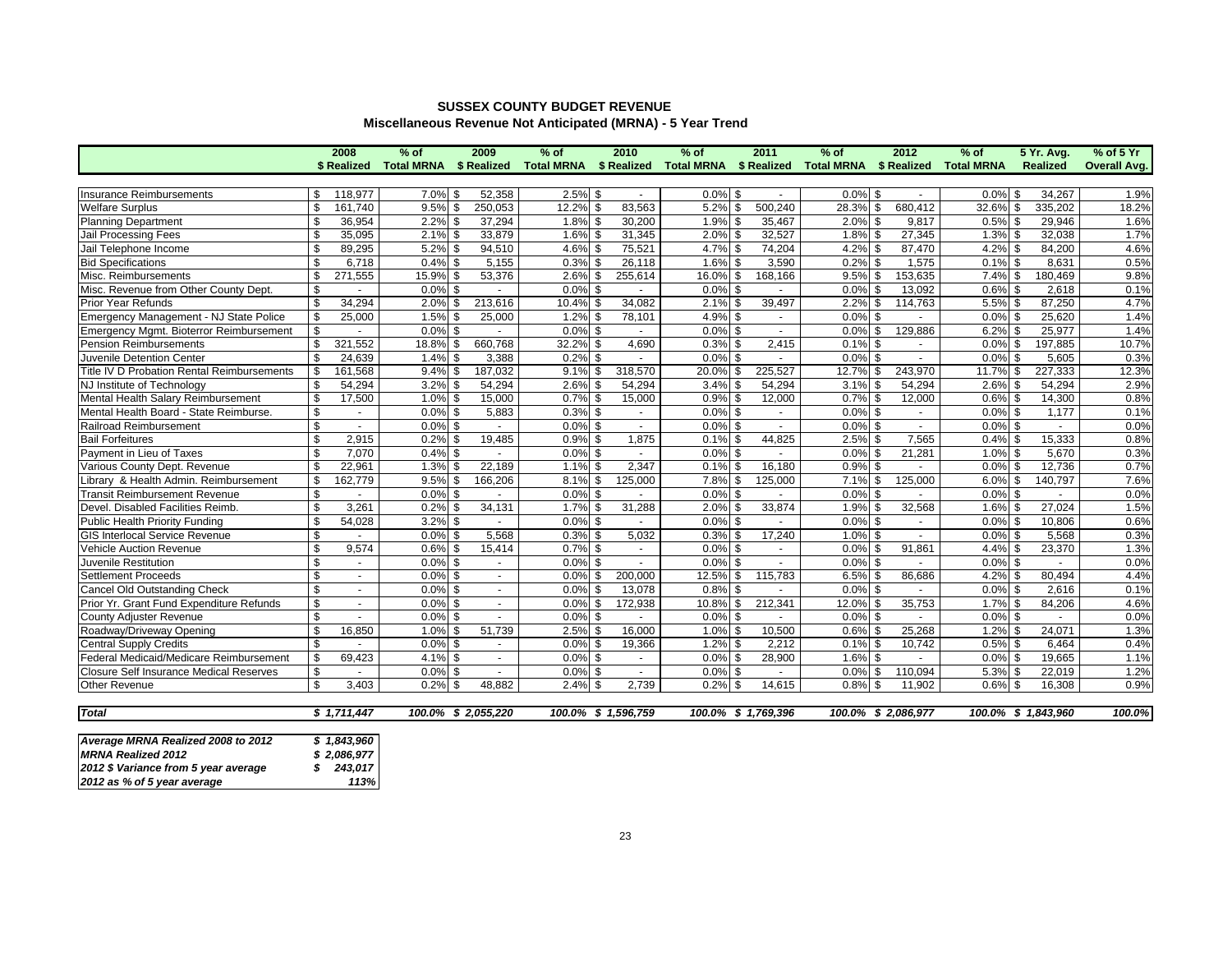## SUSSEX COUNTY BUDGET REVENUE

### Miscellaneous Revenue Not Anticipated (MRNA) - 5 Year Trend

| | 2008 $ Realized | % of Total MRNA | 2009 $ Realized | % of Total MRNA | 2010 $ Realized | % of Total MRNA | 2011 $ Realized | % of Total MRNA | 2012 $ Realized | % of Total MRNA | 5 Yr. Avg. Realized | % of 5 Yr Overall Avg. |
|---|---|---|---|---|---|---|---|---|---|---|---|---|
| Insurance Reimbursements | $ 118,977 | 7.0% | $ 52,358 | 2.5% | $ - | 0.0% | $ - | 0.0% | $ - | 0.0% | $ 34,267 | 1.9% |
| Welfare Surplus | $ 161,740 | 9.5% | $ 250,053 | 12.2% | $ 83,563 | 5.2% | $ 500,240 | 28.3% | $ 680,412 | 32.6% | $ 335,202 | 18.2% |
| Planning Department | $ 36,954 | 2.2% | $ 37,294 | 1.8% | $ 30,200 | 1.9% | $ 35,467 | 2.0% | $ 9,817 | 0.5% | $ 29,946 | 1.6% |
| Jail Processing Fees | $ 35,095 | 2.1% | $ 33,879 | 1.6% | $ 31,345 | 2.0% | $ 32,527 | 1.8% | $ 27,345 | 1.3% | $ 32,038 | 1.7% |
| Jail Telephone Income | $ 89,295 | 5.2% | $ 94,510 | 4.6% | $ 75,521 | 4.7% | $ 74,204 | 4.2% | $ 87,470 | 4.2% | $ 84,200 | 4.6% |
| Bid Specifications | $ 6,718 | 0.4% | $ 5,155 | 0.3% | $ 26,118 | 1.6% | $ 3,590 | 0.2% | $ 1,575 | 0.1% | $ 8,631 | 0.5% |
| Misc. Reimbursements | $ 271,555 | 15.9% | $ 53,376 | 2.6% | $ 255,614 | 16.0% | $ 168,166 | 9.5% | $ 153,635 | 7.4% | $ 180,469 | 9.8% |
| Misc. Revenue from Other County Dept. | $ - | 0.0% | $ - | 0.0% | $ - | 0.0% | $ - | 0.0% | $ 13,092 | 0.6% | $ 2,618 | 0.1% |
| Prior Year Refunds | $ 34,294 | 2.0% | $ 213,616 | 10.4% | $ 34,082 | 2.1% | $ 39,497 | 2.2% | $ 114,763 | 5.5% | $ 87,250 | 4.7% |
| Emergency Management - NJ State Police | $ 25,000 | 1.5% | $ 25,000 | 1.2% | $ 78,101 | 4.9% | $ - | 0.0% | $ - | 0.0% | $ 25,620 | 1.4% |
| Emergency Mgmt. Bioterror Reimbursement | $ - | 0.0% | $ - | 0.0% | $ - | 0.0% | $ - | 0.0% | $ 129,886 | 6.2% | $ 25,977 | 1.4% |
| Pension Reimbursements | $ 321,552 | 18.8% | $ 660,768 | 32.2% | $ 4,690 | 0.3% | $ 2,415 | 0.1% | $ - | 0.0% | $ 197,885 | 10.7% |
| Juvenile Detention Center | $ 24,639 | 1.4% | $ 3,388 | 0.2% | $ - | 0.0% | $ - | 0.0% | $ - | 0.0% | $ 5,605 | 0.3% |
| Title IV D Probation Rental Reimbursements | $ 161,568 | 9.4% | $ 187,032 | 9.1% | $ 318,570 | 20.0% | $ 225,527 | 12.7% | $ 243,970 | 11.7% | $ 227,333 | 12.3% |
| NJ Institute of Technology | $ 54,294 | 3.2% | $ 54,294 | 2.6% | $ 54,294 | 3.4% | $ 54,294 | 3.1% | $ 54,294 | 2.6% | $ 54,294 | 2.9% |
| Mental Health Salary Reimbursement | $ 17,500 | 1.0% | $ 15,000 | 0.7% | $ 15,000 | 0.9% | $ 12,000 | 0.7% | $ 12,000 | 0.6% | $ 14,300 | 0.8% |
| Mental Health Board - State Reimburse. | $ - | 0.0% | $ 5,883 | 0.3% | $ - | 0.0% | $ - | 0.0% | $ - | 0.0% | $ 1,177 | 0.1% |
| Railroad Reimbursement | $ - | 0.0% | $ - | 0.0% | $ - | 0.0% | $ - | 0.0% | $ - | 0.0% | $ - | 0.0% |
| Bail Forfeitures | $ 2,915 | 0.2% | $ 19,485 | 0.9% | $ 1,875 | 0.1% | $ 44,825 | 2.5% | $ 7,565 | 0.4% | $ 15,333 | 0.8% |
| Payment in Lieu of Taxes | $ 7,070 | 0.4% | $ - | 0.0% | $ - | 0.0% | $ - | 0.0% | $ 21,281 | 1.0% | $ 5,670 | 0.3% |
| Various County Dept. Revenue | $ 22,961 | 1.3% | $ 22,189 | 1.1% | $ 2,347 | 0.1% | $ 16,180 | 0.9% | $ - | 0.0% | $ 12,736 | 0.7% |
| Library & Health Admin. Reimbursement | $ 162,779 | 9.5% | $ 166,206 | 8.1% | $ 125,000 | 7.8% | $ 125,000 | 7.1% | $ 125,000 | 6.0% | $ 140,797 | 7.6% |
| Transit Reimbursement Revenue | $ - | 0.0% | $ - | 0.0% | $ - | 0.0% | $ - | 0.0% | $ - | 0.0% | $ - | 0.0% |
| Devel. Disabled Facilities Reimb. | $ 3,261 | 0.2% | $ 34,131 | 1.7% | $ 31,288 | 2.0% | $ 33,874 | 1.9% | $ 32,568 | 1.6% | $ 27,024 | 1.5% |
| Public Health Priority Funding | $ 54,028 | 3.2% | $ - | 0.0% | $ - | 0.0% | $ - | 0.0% | $ - | 0.0% | $ 10,806 | 0.6% |
| GIS Interlocal Service Revenue | $ - | 0.0% | $ 5,568 | 0.3% | $ 5,032 | 0.3% | $ 17,240 | 1.0% | $ - | 0.0% | $ 5,568 | 0.3% |
| Vehicle Auction Revenue | $ 9,574 | 0.6% | $ 15,414 | 0.7% | $ - | 0.0% | $ - | 0.0% | $ 91,861 | 4.4% | $ 23,370 | 1.3% |
| Juvenile Restitution | $ - | 0.0% | $ - | 0.0% | $ - | 0.0% | $ - | 0.0% | $ - | 0.0% | $ - | 0.0% |
| Settlement Proceeds | $ - | 0.0% | $ - | 0.0% | $ 200,000 | 12.5% | $ 115,783 | 6.5% | $ 86,686 | 4.2% | $ 80,494 | 4.4% |
| Cancel Old Outstanding Check | $ - | 0.0% | $ - | 0.0% | $ 13,078 | 0.8% | $ - | 0.0% | $ - | 0.0% | $ 2,616 | 0.1% |
| Prior Yr. Grant Fund Expenditure Refunds | $ - | 0.0% | $ - | 0.0% | $ 172,938 | 10.8% | $ 212,341 | 12.0% | $ 35,753 | 1.7% | $ 84,206 | 4.6% |
| County Adjuster Revenue | $ - | 0.0% | $ - | 0.0% | $ - | 0.0% | $ - | 0.0% | $ - | 0.0% | $ - | 0.0% |
| Roadway/Driveway Opening | $ 16,850 | 1.0% | $ 51,739 | 2.5% | $ 16,000 | 1.0% | $ 10,500 | 0.6% | $ 25,268 | 1.2% | $ 24,071 | 1.3% |
| Central Supply Credits | $ - | 0.0% | $ - | 0.0% | $ 19,366 | 1.2% | $ 2,212 | 0.1% | $ 10,742 | 0.5% | $ 6,464 | 0.4% |
| Federal Medicaid/Medicare Reimbursement | $ 69,423 | 4.1% | $ - | 0.0% | $ - | 0.0% | $ 28,900 | 1.6% | $ - | 0.0% | $ 19,665 | 1.1% |
| Closure Self Insurance Medical Reserves | $ - | 0.0% | $ - | 0.0% | $ - | 0.0% | $ - | 0.0% | $ 110,094 | 5.3% | $ 22,019 | 1.2% |
| Other Revenue | $ 3,403 | 0.2% | $ 48,882 | 2.4% | $ 2,739 | 0.2% | $ 14,615 | 0.8% | $ 11,902 | 0.6% | $ 16,308 | 0.9% |
| ***Total*** | ***$ 1,711,447*** | ***100.0%*** | ***$ 2,055,220*** | ***100.0%*** | ***$ 1,596,759*** | ***100.0%*** | ***$ 1,769,396*** | ***100.0%*** | ***$ 2,086,977*** | ***100.0%*** | ***$ 1,843,960*** | ***100.0%*** |

| | |
|---|---|
| ***Average MRNA Realized 2008 to 2012*** | ***$ 1,843,960*** |
| ***MRNA Realized 2012*** | ***$ 2,086,977*** |
| ***2012 $ Variance from 5 year average*** | ***$ 243,017*** |
| ***2012 as % of 5 year average*** | ***113%*** |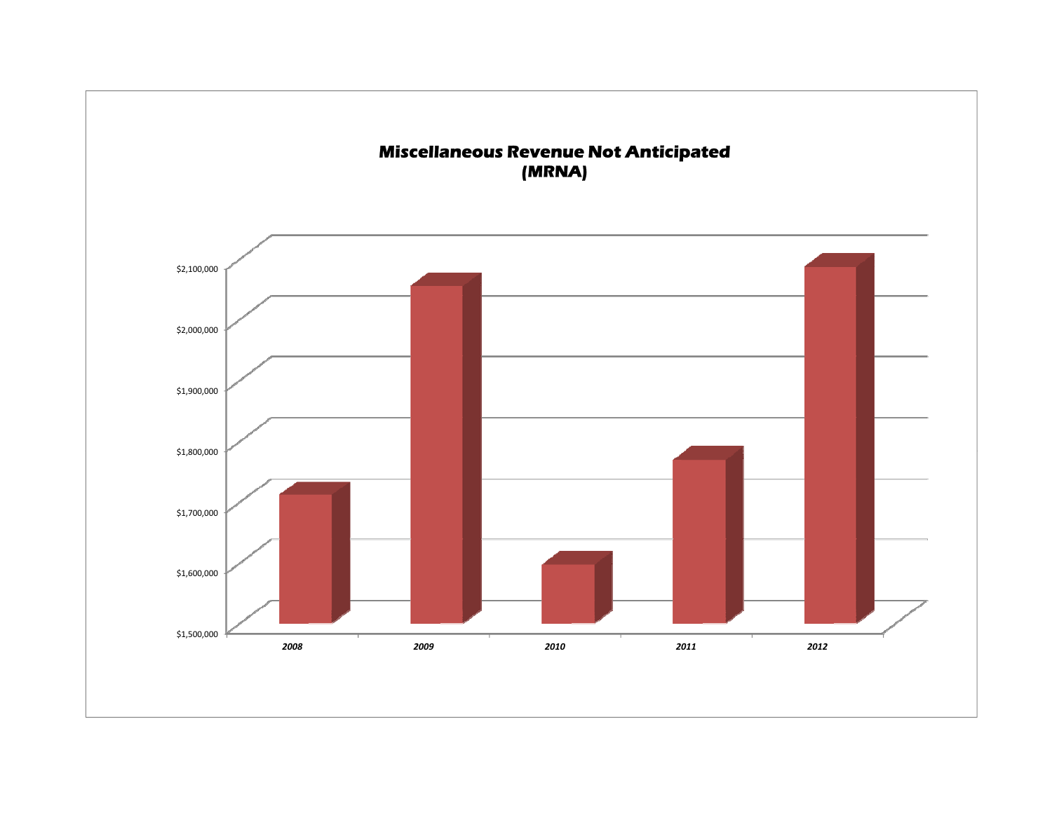**Miscellaneous Revenue Not Anticipated**
**(MRNA)**

$2,100,000
$2,000,000
$1,900,000
$1,800,000
$1,700,000
$1,600,000
$1,500,000

2008
2009
2010
2011
2012